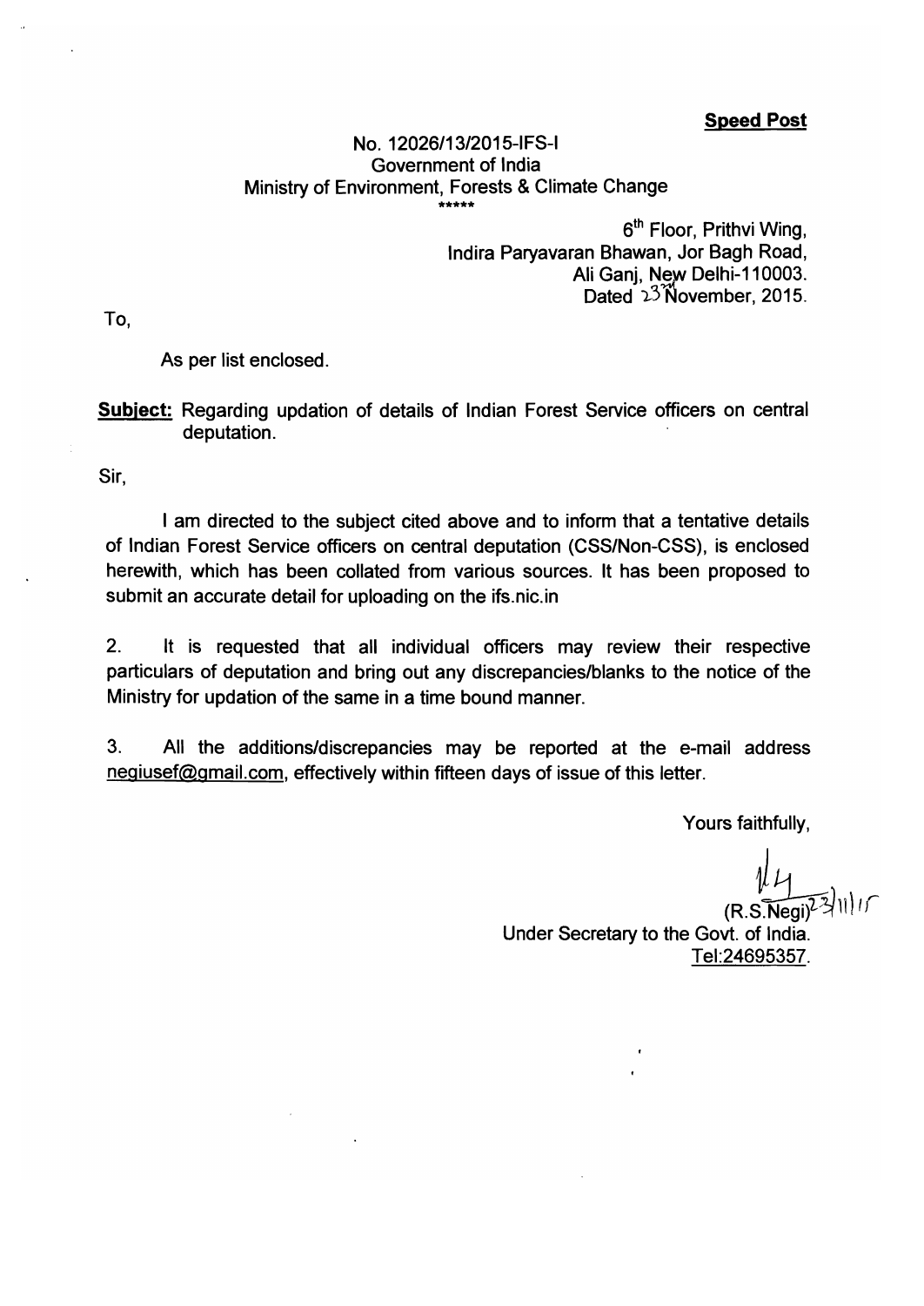**Speed Post**

No. 12026/13/2015-IFS-I
Government of India
Ministry of Environment, Forests & Climate Change
\*\*\*\*\*

6th Floor, Prithvi Wing,
Indira Paryavaran Bhawan, Jor Bagh Road,
Ali Ganj, New Delhi-110003.
Dated 23rd November, 2015.

To,

As per list enclosed.

**Subject:** Regarding updation of details of Indian Forest Service officers on central deputation.

Sir,

I am directed to the subject cited above and to inform that a tentative details of Indian Forest Service officers on central deputation (CSS/Non-CSS), is enclosed herewith, which has been collated from various sources. It has been proposed to submit an accurate detail for uploading on the ifs.nic.in

2. It is requested that all individual officers may review their respective particulars of deputation and bring out any discrepancies/blanks to the notice of the Ministry for updation of the same in a time bound manner.

3. All the additions/discrepancies may be reported at the e-mail address negiusef@gmail.com, effectively within fifteen days of issue of this letter.

Yours faithfully,

(R.S.Negi) 23/11/15
Under Secretary to the Govt. of India.
Tel:24695357.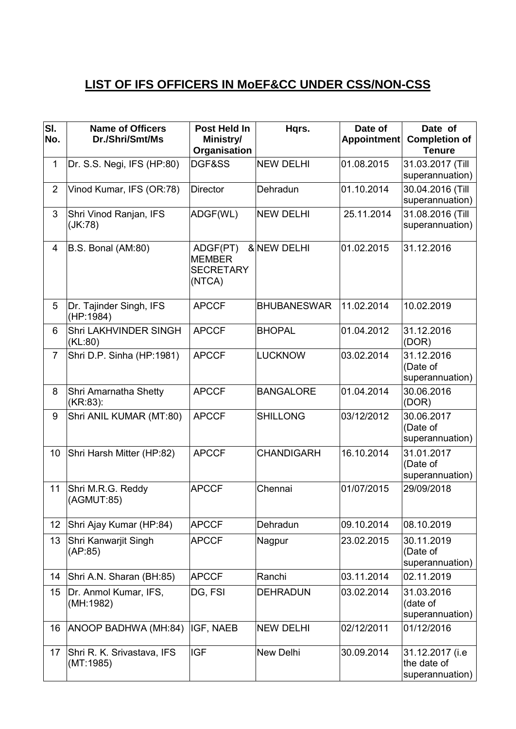## **LIST OF IFS OFFICERS IN MoEF&CC UNDER CSS/NON-CSS**

| Sl. No. | Name of Officers Dr./Shri/Smt/Ms | Post Held In Ministry/ Organisation | Hqrs. | Date of Appointment | Date of Completion of Tenure |
|---|---|---|---|---|---|
| 1 | Dr. S.S. Negi, IFS (HP:80) | DGF&SS | NEW DELHI | 01.08.2015 | 31.03.2017 (Till superannuation) |
| 2 | Vinod Kumar, IFS (OR:78) | Director | Dehradun | 01.10.2014 | 30.04.2016 (Till superannuation) |
| 3 | Shri Vinod Ranjan, IFS (JK:78) | ADGF(WL) | NEW DELHI | 25.11.2014 | 31.08.2016 (Till superannuation) |
| 4 | B.S. Bonal (AM:80) | ADGF(PT) & MEMBER SECRETARY (NTCA) | NEW DELHI | 01.02.2015 | 31.12.2016 |
| 5 | Dr. Tajinder Singh, IFS (HP:1984) | APCCF | BHUBANESWAR | 11.02.2014 | 10.02.2019 |
| 6 | Shri LAKHVINDER SINGH (KL:80) | APCCF | BHOPAL | 01.04.2012 | 31.12.2016 (DOR) |
| 7 | Shri D.P. Sinha (HP:1981) | APCCF | LUCKNOW | 03.02.2014 | 31.12.2016 (Date of superannuation) |
| 8 | Shri Amarnatha Shetty (KR:83): | APCCF | BANGALORE | 01.04.2014 | 30.06.2016 (DOR) |
| 9 | Shri ANIL KUMAR (MT:80) | APCCF | SHILLONG | 03/12/2012 | 30.06.2017 (Date of superannuation) |
| 10 | Shri Harsh Mitter (HP:82) | APCCF | CHANDIGARH | 16.10.2014 | 31.01.2017 (Date of superannuation) |
| 11 | Shri M.R.G. Reddy (AGMUT:85) | APCCF | Chennai | 01/07/2015 | 29/09/2018 |
| 12 | Shri Ajay Kumar (HP:84) | APCCF | Dehradun | 09.10.2014 | 08.10.2019 |
| 13 | Shri Kanwarjit Singh (AP:85) | APCCF | Nagpur | 23.02.2015 | 30.11.2019 (Date of superannuation) |
| 14 | Shri A.N. Sharan (BH:85) | APCCF | Ranchi | 03.11.2014 | 02.11.2019 |
| 15 | Dr. Anmol Kumar, IFS, (MH:1982) | DG, FSI | DEHRADUN | 03.02.2014 | 31.03.2016 (date of superannuation) |
| 16 | ANOOP BADHWA (MH:84) | IGF, NAEB | NEW DELHI | 02/12/2011 | 01/12/2016 |
| 17 | Shri R. K. Srivastava, IFS (MT:1985) | IGF | New Delhi | 30.09.2014 | 31.12.2017 (i.e the date of superannuation) |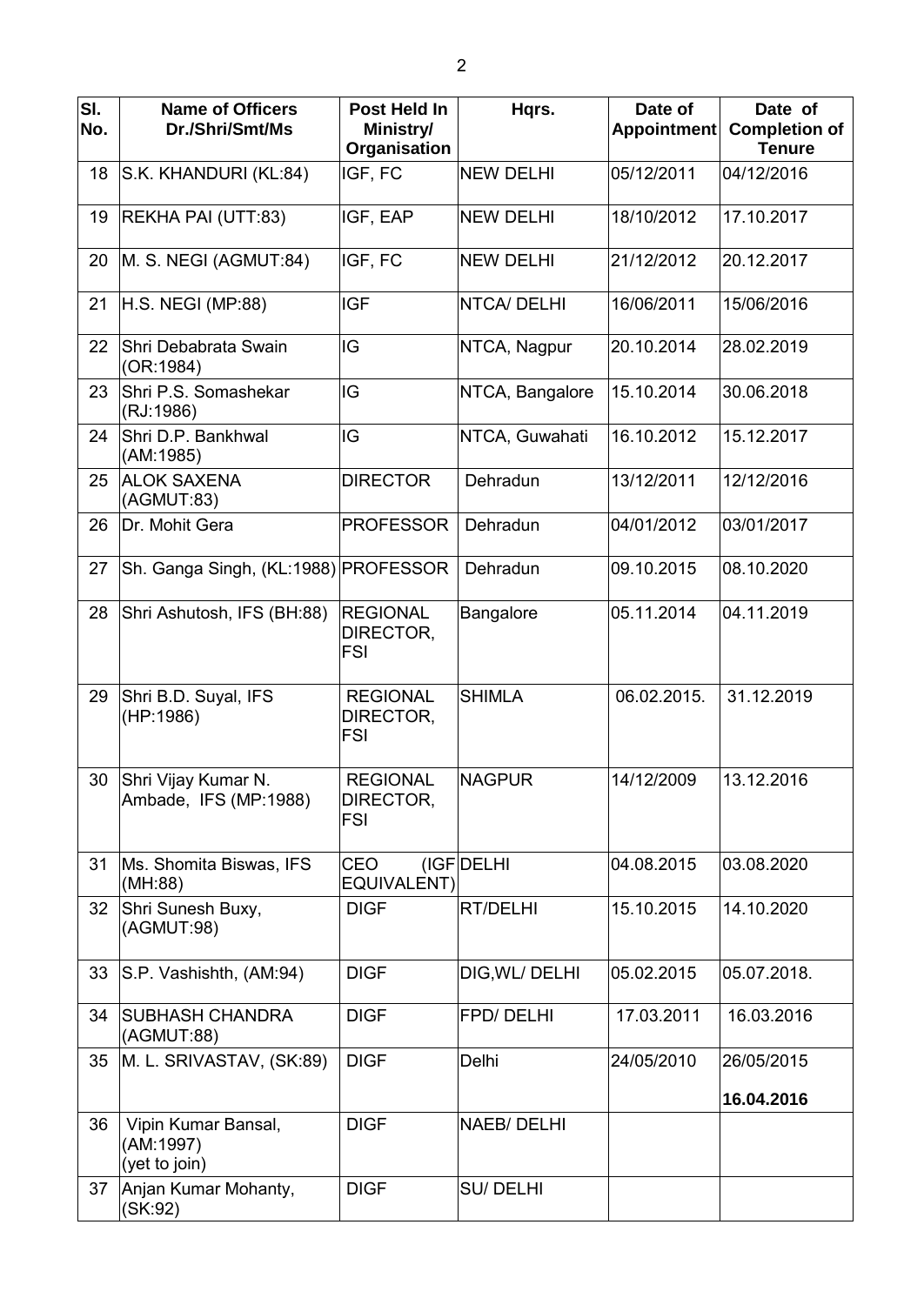| Sl. No. | Name of Officers Dr./Shri/Smt/Ms | Post Held In Ministry/ Organisation | Hqrs. | Date of Appointment | Date of Completion of Tenure |
|---|---|---|---|---|---|
| 18 | S.K. KHANDURI (KL:84) | IGF, FC | NEW DELHI | 05/12/2011 | 04/12/2016 |
| 19 | REKHA PAI (UTT:83) | IGF, EAP | NEW DELHI | 18/10/2012 | 17.10.2017 |
| 20 | M. S. NEGI (AGMUT:84) | IGF, FC | NEW DELHI | 21/12/2012 | 20.12.2017 |
| 21 | H.S. NEGI (MP:88) | IGF | NTCA/ DELHI | 16/06/2011 | 15/06/2016 |
| 22 | Shri Debabrata Swain (OR:1984) | IG | NTCA, Nagpur | 20.10.2014 | 28.02.2019 |
| 23 | Shri P.S. Somashekar (RJ:1986) | IG | NTCA, Bangalore | 15.10.2014 | 30.06.2018 |
| 24 | Shri D.P. Bankhwal (AM:1985) | IG | NTCA, Guwahati | 16.10.2012 | 15.12.2017 |
| 25 | ALOK SAXENA (AGMUT:83) | DIRECTOR | Dehradun | 13/12/2011 | 12/12/2016 |
| 26 | Dr. Mohit Gera | PROFESSOR | Dehradun | 04/01/2012 | 03/01/2017 |
| 27 | Sh. Ganga Singh, (KL:1988) | PROFESSOR | Dehradun | 09.10.2015 | 08.10.2020 |
| 28 | Shri Ashutosh, IFS (BH:88) | REGIONAL DIRECTOR, FSI | Bangalore | 05.11.2014 | 04.11.2019 |
| 29 | Shri B.D. Suyal, IFS (HP:1986) | REGIONAL DIRECTOR, FSI | SHIMLA | 06.02.2015. | 31.12.2019 |
| 30 | Shri Vijay Kumar N. Ambade, IFS (MP:1988) | REGIONAL DIRECTOR, FSI | NAGPUR | 14/12/2009 | 13.12.2016 |
| 31 | Ms. Shomita Biswas, IFS (MH:88) | CEO (IGF EQUIVALENT) | DELHI | 04.08.2015 | 03.08.2020 |
| 32 | Shri Sunesh Buxy, (AGMUT:98) | DIGF | RT/DELHI | 15.10.2015 | 14.10.2020 |
| 33 | S.P. Vashishth, (AM:94) | DIGF | DIG,WL/ DELHI | 05.02.2015 | 05.07.2018. |
| 34 | SUBHASH CHANDRA (AGMUT:88) | DIGF | FPD/ DELHI | 17.03.2011 | 16.03.2016 |
| 35 | M. L. SRIVASTAV, (SK:89) | DIGF | Delhi | 24/05/2010 | 26/05/2015 **16.04.2016** |
| 36 | Vipin Kumar Bansal, (AM:1997) (yet to join) | DIGF | NAEB/ DELHI | | |
| 37 | Anjan Kumar Mohanty, (SK:92) | DIGF | SU/ DELHI | | |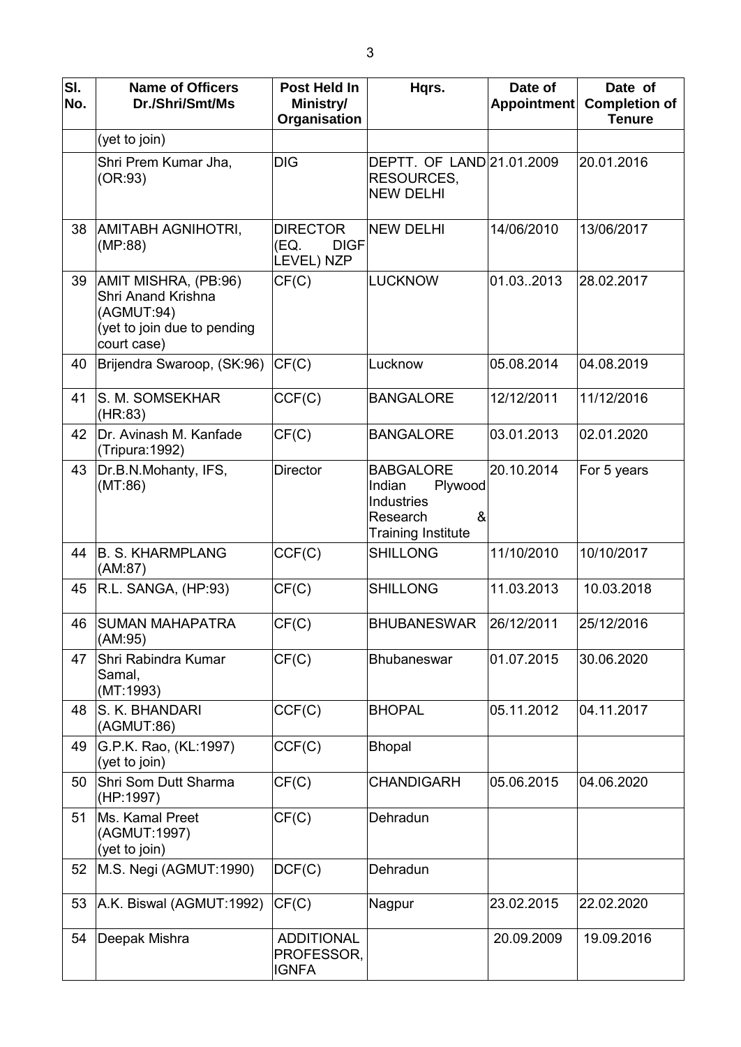| Sl. No. | Name of Officers Dr./Shri/Smt/Ms | Post Held In Ministry/ Organisation | Hqrs. | Date of Appointment | Date of Completion of Tenure |
|---|---|---|---|---|---|
| | (yet to join) | | | | |
| | Shri Prem Kumar Jha, (OR:93) | DIG | DEPTT. OF LAND RESOURCES, NEW DELHI | 21.01.2009 | 20.01.2016 |
| 38 | AMITABH AGNIHOTRI, (MP:88) | DIRECTOR (EQ. DIGF LEVEL) NZP | NEW DELHI | 14/06/2010 | 13/06/2017 |
| 39 | AMIT MISHRA, (PB:96) Shri Anand Krishna (AGMUT:94) (yet to join due to pending court case) | CF(C) | LUCKNOW | 01.03..2013 | 28.02.2017 |
| 40 | Brijendra Swaroop, (SK:96) | CF(C) | Lucknow | 05.08.2014 | 04.08.2019 |
| 41 | S. M. SOMSEKHAR (HR:83) | CCF(C) | BANGALORE | 12/12/2011 | 11/12/2016 |
| 42 | Dr. Avinash M. Kanfade (Tripura:1992) | CF(C) | BANGALORE | 03.01.2013 | 02.01.2020 |
| 43 | Dr.B.N.Mohanty, IFS, (MT:86) | Director | BABGALORE Indian Plywood Industries Research & Training Institute | 20.10.2014 | For 5 years |
| 44 | B. S. KHARMPLANG (AM:87) | CCF(C) | SHILLONG | 11/10/2010 | 10/10/2017 |
| 45 | R.L. SANGA, (HP:93) | CF(C) | SHILLONG | 11.03.2013 | 10.03.2018 |
| 46 | SUMAN MAHAPATRA (AM:95) | CF(C) | BHUBANESWAR | 26/12/2011 | 25/12/2016 |
| 47 | Shri Rabindra Kumar Samal, (MT:1993) | CF(C) | Bhubaneswar | 01.07.2015 | 30.06.2020 |
| 48 | S. K. BHANDARI (AGMUT:86) | CCF(C) | BHOPAL | 05.11.2012 | 04.11.2017 |
| 49 | G.P.K. Rao, (KL:1997) (yet to join) | CCF(C) | Bhopal | | |
| 50 | Shri Som Dutt Sharma (HP:1997) | CF(C) | CHANDIGARH | 05.06.2015 | 04.06.2020 |
| 51 | Ms. Kamal Preet (AGMUT:1997) (yet to join) | CF(C) | Dehradun | | |
| 52 | M.S. Negi (AGMUT:1990) | DCF(C) | Dehradun | | |
| 53 | A.K. Biswal (AGMUT:1992) | CF(C) | Nagpur | 23.02.2015 | 22.02.2020 |
| 54 | Deepak Mishra | ADDITIONAL PROFESSOR, IGNFA | | 20.09.2009 | 19.09.2016 |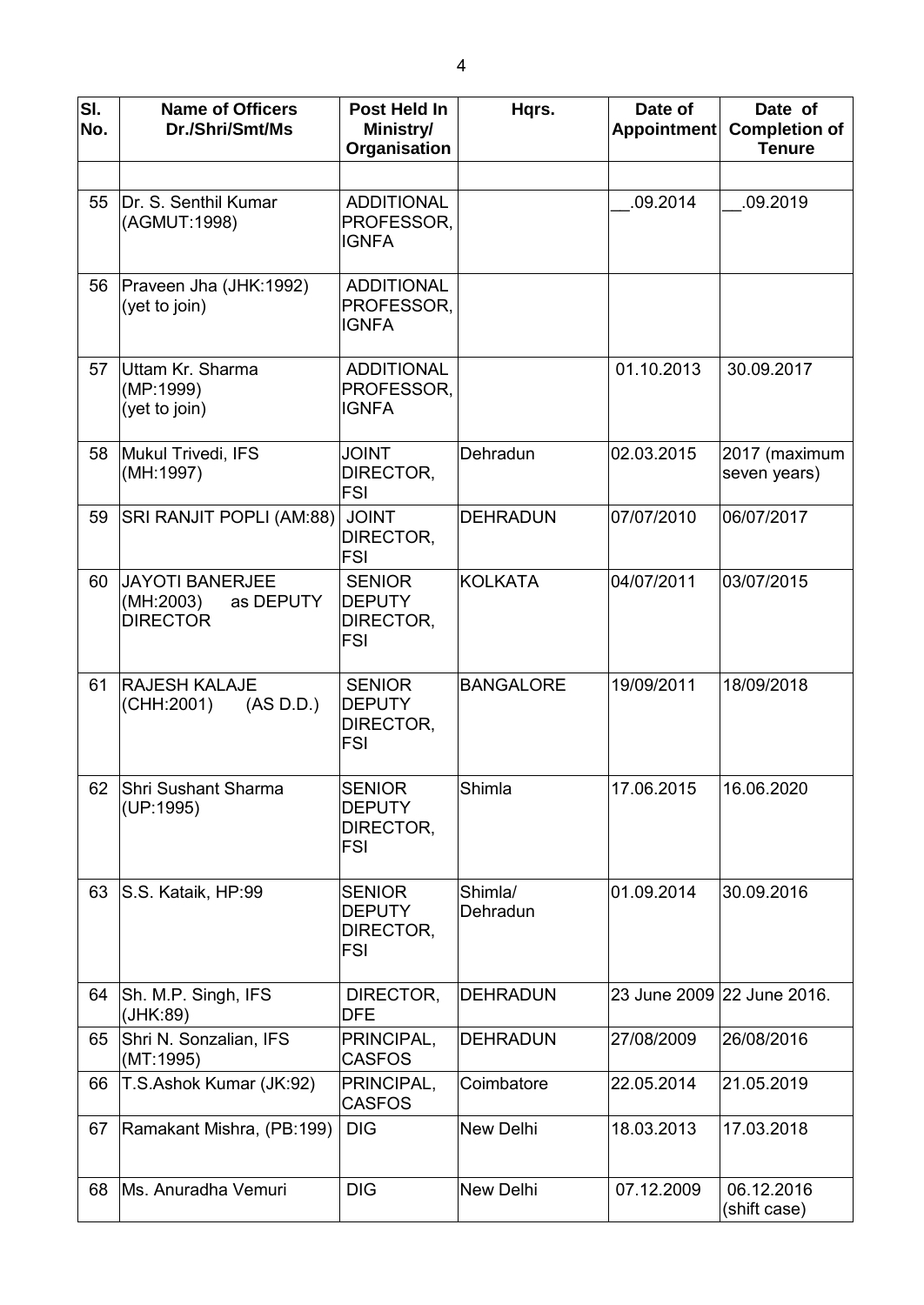| Sl. No. | Name of Officers Dr./Shri/Smt/Ms | Post Held In Ministry/ Organisation | Hqrs. | Date of Appointment | Date of Completion of Tenure |
|---|---|---|---|---|---|
| | | | | | |
| 55 | Dr. S. Senthil Kumar (AGMUT:1998) | ADDITIONAL PROFESSOR, IGNFA | | __.09.2014 | __.09.2019 |
| 56 | Praveen Jha (JHK:1992) (yet to join) | ADDITIONAL PROFESSOR, IGNFA | | | |
| 57 | Uttam Kr. Sharma (MP:1999) (yet to join) | ADDITIONAL PROFESSOR, IGNFA | | 01.10.2013 | 30.09.2017 |
| 58 | Mukul Trivedi, IFS (MH:1997) | JOINT DIRECTOR, FSI | Dehradun | 02.03.2015 | 2017 (maximum seven years) |
| 59 | SRI RANJIT POPLI (AM:88) | JOINT DIRECTOR, FSI | DEHRADUN | 07/07/2010 | 06/07/2017 |
| 60 | JAYOTI BANERJEE (MH:2003) as DEPUTY DIRECTOR | SENIOR DEPUTY DIRECTOR, FSI | KOLKATA | 04/07/2011 | 03/07/2015 |
| 61 | RAJESH KALAJE (CHH:2001) (AS D.D.) | SENIOR DEPUTY DIRECTOR, FSI | BANGALORE | 19/09/2011 | 18/09/2018 |
| 62 | Shri Sushant Sharma (UP:1995) | SENIOR DEPUTY DIRECTOR, FSI | Shimla | 17.06.2015 | 16.06.2020 |
| 63 | S.S. Kataik, HP:99 | SENIOR DEPUTY DIRECTOR, FSI | Shimla/ Dehradun | 01.09.2014 | 30.09.2016 |
| 64 | Sh. M.P. Singh, IFS (JHK:89) | DIRECTOR, DFE | DEHRADUN | 23 June 2009 | 22 June 2016. |
| 65 | Shri N. Sonzalian, IFS (MT:1995) | PRINCIPAL, CASFOS | DEHRADUN | 27/08/2009 | 26/08/2016 |
| 66 | T.S.Ashok Kumar (JK:92) | PRINCIPAL, CASFOS | Coimbatore | 22.05.2014 | 21.05.2019 |
| 67 | Ramakant Mishra, (PB:199) | DIG | New Delhi | 18.03.2013 | 17.03.2018 |
| 68 | Ms. Anuradha Vemuri | DIG | New Delhi | 07.12.2009 | 06.12.2016 (shift case) |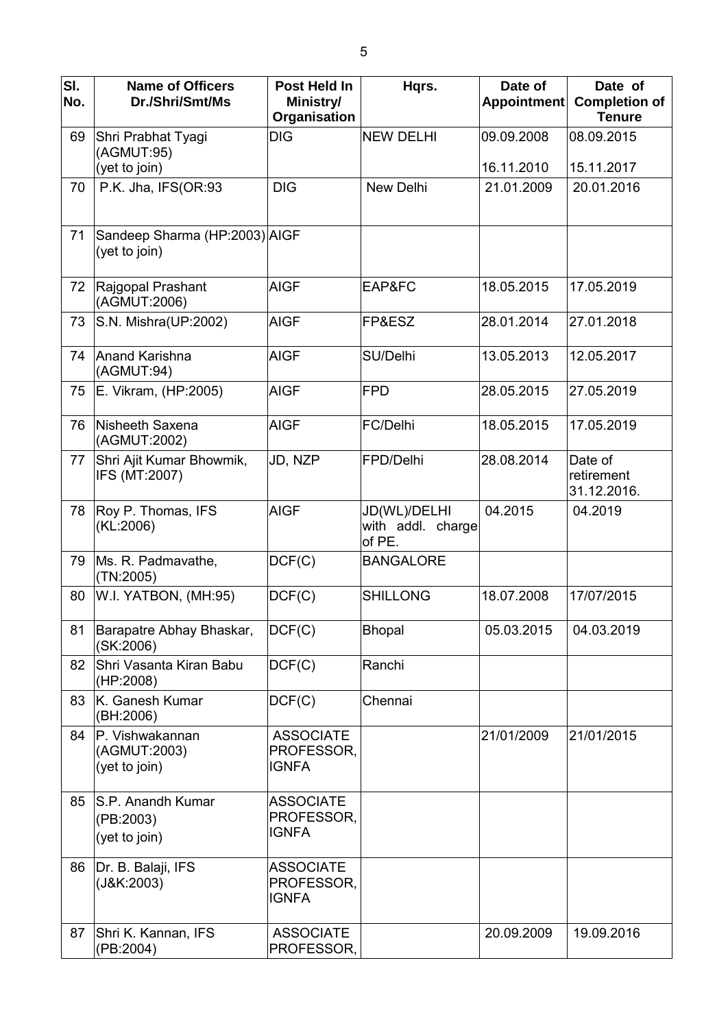| Sl. No. | Name of Officers Dr./Shri/Smt/Ms | Post Held In Ministry/ Organisation | Hqrs. | Date of Appointment | Date of Completion of Tenure |
|---|---|---|---|---|---|
| 69 | Shri Prabhat Tyagi (AGMUT:95) (yet to join) | DIG | NEW DELHI | 09.09.2008 16.11.2010 | 08.09.2015 15.11.2017 |
| 70 | P.K. Jha, IFS(OR:93 | DIG | New Delhi | 21.01.2009 | 20.01.2016 |
| 71 | Sandeep Sharma (HP:2003) (yet to join) | AIGF | | | |
| 72 | Rajgopal Prashant (AGMUT:2006) | AIGF | EAP&FC | 18.05.2015 | 17.05.2019 |
| 73 | S.N. Mishra(UP:2002) | AIGF | FP&ESZ | 28.01.2014 | 27.01.2018 |
| 74 | Anand Karishna (AGMUT:94) | AIGF | SU/Delhi | 13.05.2013 | 12.05.2017 |
| 75 | E. Vikram, (HP:2005) | AIGF | FPD | 28.05.2015 | 27.05.2019 |
| 76 | Nisheeth Saxena (AGMUT:2002) | AIGF | FC/Delhi | 18.05.2015 | 17.05.2019 |
| 77 | Shri Ajit Kumar Bhowmik, IFS (MT:2007) | JD, NZP | FPD/Delhi | 28.08.2014 | Date of retirement 31.12.2016. |
| 78 | Roy P. Thomas, IFS (KL:2006) | AIGF | JD(WL)/DELHI with addl. charge of PE. | 04.2015 | 04.2019 |
| 79 | Ms. R. Padmavathe, (TN:2005) | DCF(C) | BANGALORE | | |
| 80 | W.I. YATBON, (MH:95) | DCF(C) | SHILLONG | 18.07.2008 | 17/07/2015 |
| 81 | Barapatre Abhay Bhaskar, (SK:2006) | DCF(C) | Bhopal | 05.03.2015 | 04.03.2019 |
| 82 | Shri Vasanta Kiran Babu (HP:2008) | DCF(C) | Ranchi | | |
| 83 | K. Ganesh Kumar (BH:2006) | DCF(C) | Chennai | | |
| 84 | P. Vishwakannan (AGMUT:2003) (yet to join) | ASSOCIATE PROFESSOR, IGNFA | | 21/01/2009 | 21/01/2015 |
| 85 | S.P. Anandh Kumar (PB:2003) (yet to join) | ASSOCIATE PROFESSOR, IGNFA | | | |
| 86 | Dr. B. Balaji, IFS (J&K:2003) | ASSOCIATE PROFESSOR, IGNFA | | | |
| 87 | Shri K. Kannan, IFS (PB:2004) | ASSOCIATE PROFESSOR, | | 20.09.2009 | 19.09.2016 |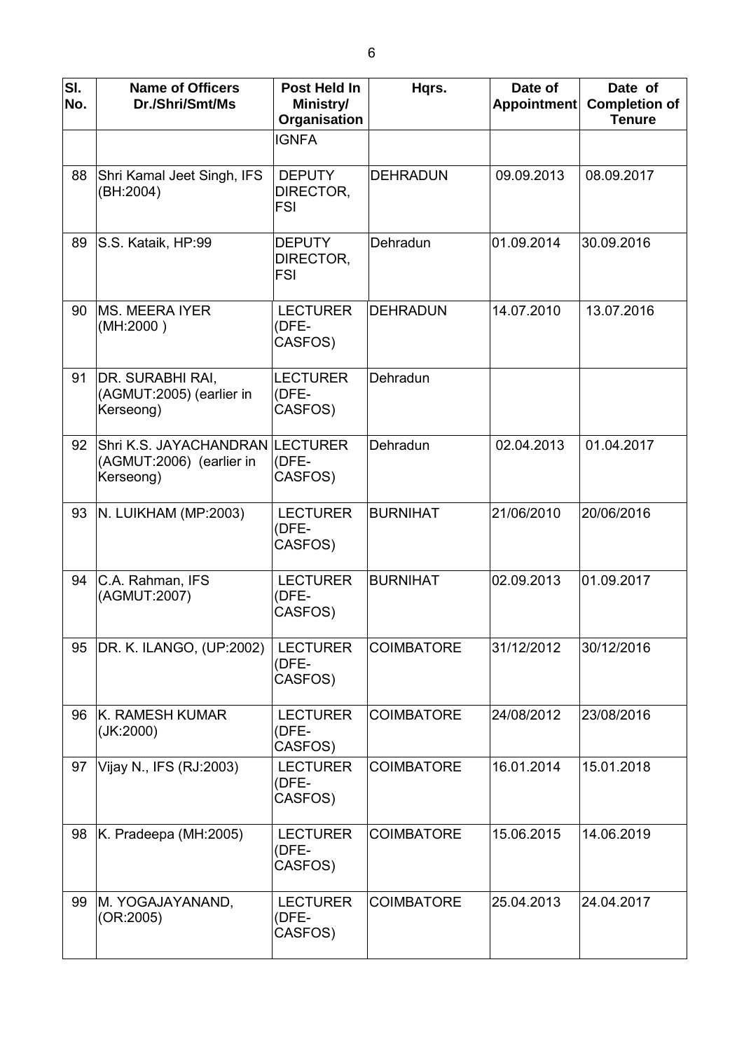| Sl. No. | Name of Officers Dr./Shri/Smt/Ms | Post Held In Ministry/ Organisation | Hqrs. | Date of Appointment | Date of Completion of Tenure |
|---|---|---|---|---|---|
| | | IGNFA | | | |
| 88 | Shri Kamal Jeet Singh, IFS (BH:2004) | DEPUTY DIRECTOR, FSI | DEHRADUN | 09.09.2013 | 08.09.2017 |
| 89 | S.S. Kataik, HP:99 | DEPUTY DIRECTOR, FSI | Dehradun | 01.09.2014 | 30.09.2016 |
| 90 | MS. MEERA IYER (MH:2000 ) | LECTURER (DFE-CASFOS) | DEHRADUN | 14.07.2010 | 13.07.2016 |
| 91 | DR. SURABHI RAI, (AGMUT:2005) (earlier in Kerseong) | LECTURER (DFE-CASFOS) | Dehradun | | |
| 92 | Shri K.S. JAYACHANDRAN (AGMUT:2006) (earlier in Kerseong) | LECTURER (DFE-CASFOS) | Dehradun | 02.04.2013 | 01.04.2017 |
| 93 | N. LUIKHAM (MP:2003) | LECTURER (DFE-CASFOS) | BURNIHAT | 21/06/2010 | 20/06/2016 |
| 94 | C.A. Rahman, IFS (AGMUT:2007) | LECTURER (DFE-CASFOS) | BURNIHAT | 02.09.2013 | 01.09.2017 |
| 95 | DR. K. ILANGO, (UP:2002) | LECTURER (DFE-CASFOS) | COIMBATORE | 31/12/2012 | 30/12/2016 |
| 96 | K. RAMESH KUMAR (JK:2000) | LECTURER (DFE-CASFOS) | COIMBATORE | 24/08/2012 | 23/08/2016 |
| 97 | Vijay N., IFS (RJ:2003) | LECTURER (DFE-CASFOS) | COIMBATORE | 16.01.2014 | 15.01.2018 |
| 98 | K. Pradeepa (MH:2005) | LECTURER (DFE-CASFOS) | COIMBATORE | 15.06.2015 | 14.06.2019 |
| 99 | M. YOGAJAYANAND, (OR:2005) | LECTURER (DFE-CASFOS) | COIMBATORE | 25.04.2013 | 24.04.2017 |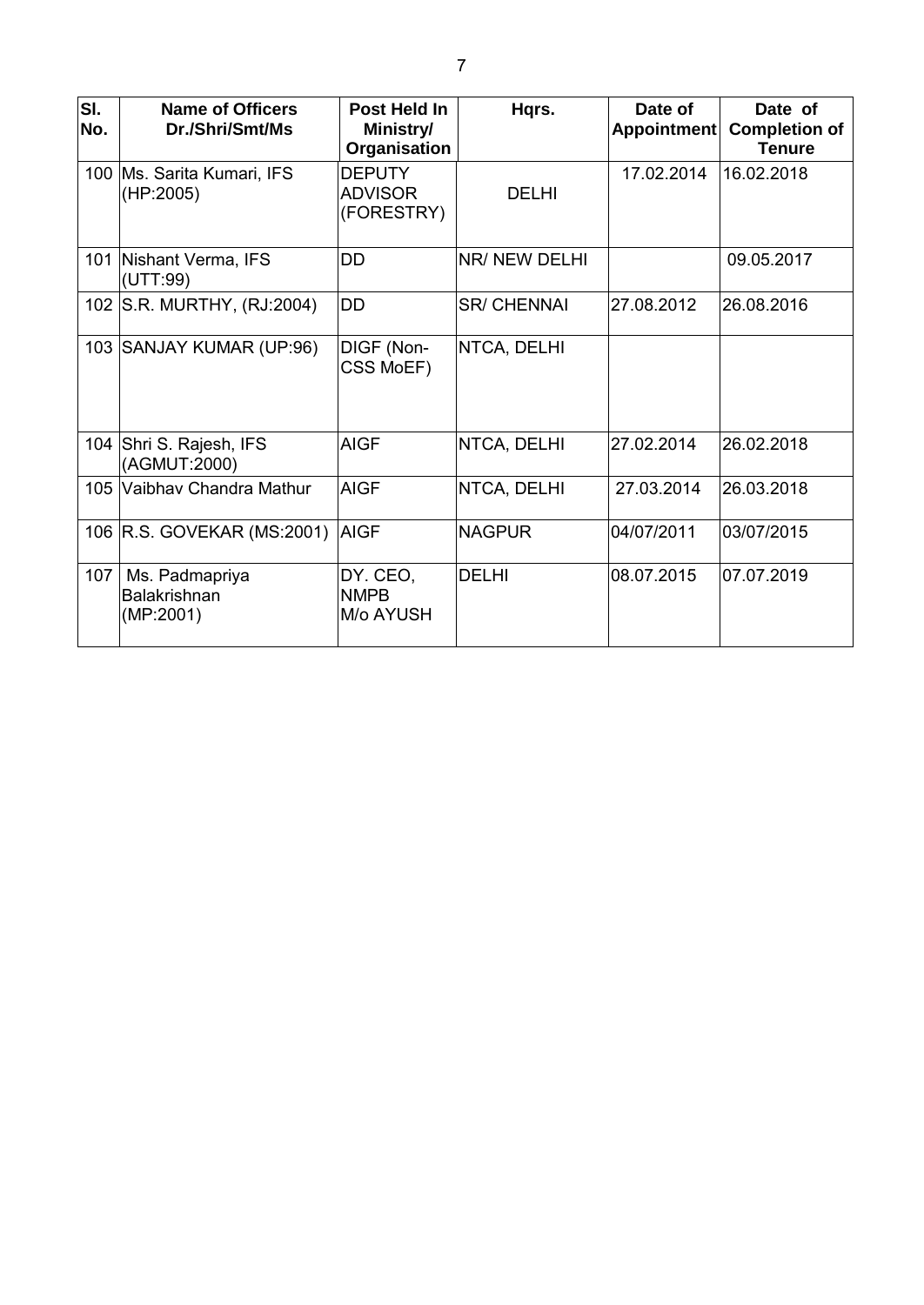| Sl. No. | Name of Officers Dr./Shri/Smt/Ms | Post Held In Ministry/ Organisation | Hqrs. | Date of Appointment | Date of Completion of Tenure |
|---|---|---|---|---|---|
| 100 | Ms. Sarita Kumari, IFS (HP:2005) | DEPUTY ADVISOR (FORESTRY) | DELHI | 17.02.2014 | 16.02.2018 |
| 101 | Nishant Verma, IFS (UTT:99) | DD | NR/ NEW DELHI | | 09.05.2017 |
| 102 | S.R. MURTHY, (RJ:2004) | DD | SR/ CHENNAI | 27.08.2012 | 26.08.2016 |
| 103 | SANJAY KUMAR (UP:96) | DIGF (Non-CSS MoEF) | NTCA, DELHI | | |
| 104 | Shri S. Rajesh, IFS (AGMUT:2000) | AIGF | NTCA, DELHI | 27.02.2014 | 26.02.2018 |
| 105 | Vaibhav Chandra Mathur | AIGF | NTCA, DELHI | 27.03.2014 | 26.03.2018 |
| 106 | R.S. GOVEKAR (MS:2001) | AIGF | NAGPUR | 04/07/2011 | 03/07/2015 |
| 107 | Ms. Padmapriya Balakrishnan (MP:2001) | DY. CEO, NMPB M/o AYUSH | DELHI | 08.07.2015 | 07.07.2019 |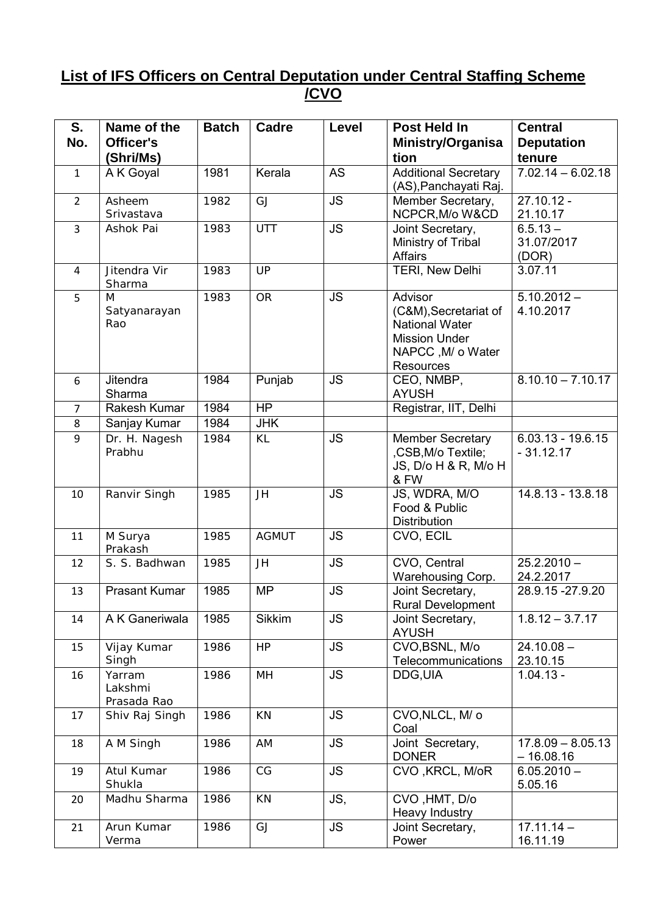## List of IFS Officers on Central Deputation under Central Staffing Scheme /CVO

| S. No. | Name of the Officer's (Shri/Ms) | Batch | Cadre | Level | Post Held In Ministry/Organisation | Central Deputation tenure |
|---|---|---|---|---|---|---|
| 1 | A K Goyal | 1981 | Kerala | AS | Additional Secretary (AS),Panchayati Raj. | 7.02.14 – 6.02.18 |
| 2 | Asheem Srivastava | 1982 | GJ | JS | Member Secretary, NCPCR,M/o W&CD | 27.10.12 - 21.10.17 |
| 3 | Ashok Pai | 1983 | UTT | JS | Joint Secretary, Ministry of Tribal Affairs | 6.5.13 – 31.07/2017 (DOR) |
| 4 | Jitendra Vir Sharma | 1983 | UP | | TERI, New Delhi | 3.07.11 |
| 5 | M Satyanarayan Rao | 1983 | OR | JS | Advisor (C&M),Secretariat of National Water Mission Under NAPCC ,M/ o Water Resources | 5.10.2012 – 4.10.2017 |
| 6 | Jitendra Sharma | 1984 | Punjab | JS | CEO, NMBP, AYUSH | 8.10.10 – 7.10.17 |
| 7 | Rakesh Kumar | 1984 | HP | | Registrar, IIT, Delhi | |
| 8 | Sanjay Kumar | 1984 | JHK | | | |
| 9 | Dr. H. Nagesh Prabhu | 1984 | KL | JS | Member Secretary ,CSB,M/o Textile; JS, D/o H & R, M/o H & FW | 6.03.13 - 19.6.15 - 31.12.17 |
| 10 | Ranvir Singh | 1985 | JH | JS | JS, WDRA, M/O Food & Public Distribution | 14.8.13 - 13.8.18 |
| 11 | M Surya Prakash | 1985 | AGMUT | JS | CVO, ECIL | |
| 12 | S. S. Badhwan | 1985 | JH | JS | CVO, Central Warehousing Corp. | 25.2.2010 – 24.2.2017 |
| 13 | Prasant Kumar | 1985 | MP | JS | Joint Secretary, Rural Development | 28.9.15 -27.9.20 |
| 14 | A K Ganeriwala | 1985 | Sikkim | JS | Joint Secretary, AYUSH | 1.8.12 – 3.7.17 |
| 15 | Vijay Kumar Singh | 1986 | HP | JS | CVO,BSNL, M/o Telecommunications | 24.10.08 – 23.10.15 |
| 16 | Yarram Lakshmi Prasada Rao | 1986 | MH | JS | DDG,UIA | 1.04.13 - |
| 17 | Shiv Raj Singh | 1986 | KN | JS | CVO,NLCL, M/ o Coal | |
| 18 | A M Singh | 1986 | AM | JS | Joint Secretary, DONER | 17.8.09 – 8.05.13 – 16.08.16 |
| 19 | Atul Kumar Shukla | 1986 | CG | JS | CVO ,KRCL, M/oR | 6.05.2010 – 5.05.16 |
| 20 | Madhu Sharma | 1986 | KN | JS, | CVO ,HMT, D/o Heavy Industry | |
| 21 | Arun Kumar Verma | 1986 | GJ | JS | Joint Secretary, Power | 17.11.14 – 16.11.19 |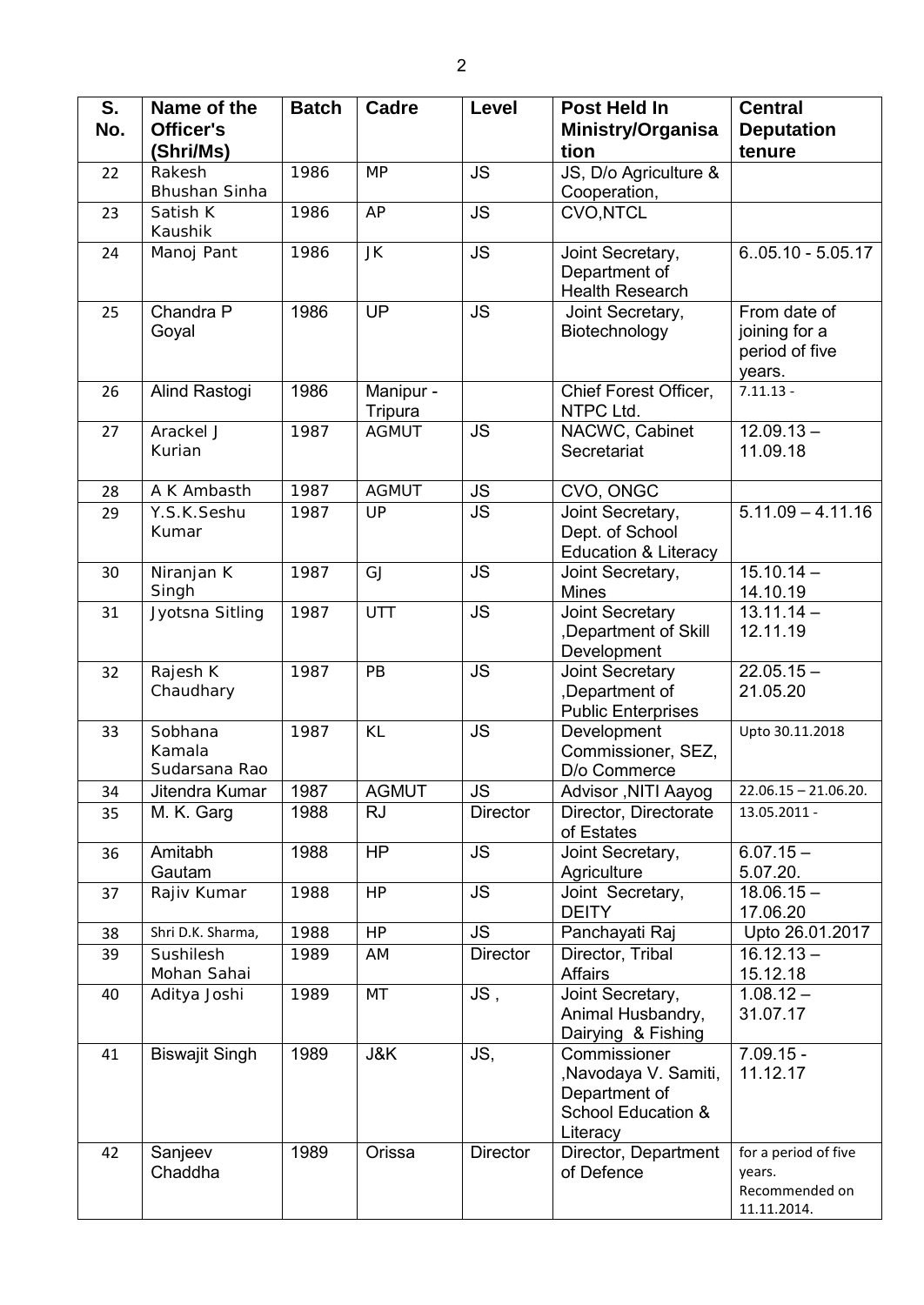| S. No. | Name of the Officer's (Shri/Ms) | Batch | Cadre | Level | Post Held In Ministry/Organisation | Central Deputation tenure |
|---|---|---|---|---|---|---|
| 22 | Rakesh Bhushan Sinha | 1986 | MP | JS | JS, D/o Agriculture & Cooperation, | |
| 23 | Satish K Kaushik | 1986 | AP | JS | CVO,NTCL | |
| 24 | Manoj Pant | 1986 | JK | JS | Joint Secretary, Department of Health Research | 6..05.10 - 5.05.17 |
| 25 | Chandra P Goyal | 1986 | UP | JS | Joint Secretary, Biotechnology | From date of joining for a period of five years. |
| 26 | Alind Rastogi | 1986 | Manipur - Tripura | | Chief Forest Officer, NTPC Ltd. | 7.11.13 - |
| 27 | Arackel J Kurian | 1987 | AGMUT | JS | NACWC, Cabinet Secretariat | 12.09.13 – 11.09.18 |
| 28 | A K Ambasth | 1987 | AGMUT | JS | CVO, ONGC | |
| 29 | Y.S.K.Seshu Kumar | 1987 | UP | JS | Joint Secretary, Dept. of School Education & Literacy | 5.11.09 – 4.11.16 |
| 30 | Niranjan K Singh | 1987 | GJ | JS | Joint Secretary, Mines | 15.10.14 – 14.10.19 |
| 31 | Jyotsna Sitling | 1987 | UTT | JS | Joint Secretary ,Department of Skill Development | 13.11.14 – 12.11.19 |
| 32 | Rajesh K Chaudhary | 1987 | PB | JS | Joint Secretary ,Department of Public Enterprises | 22.05.15 – 21.05.20 |
| 33 | Sobhana Kamala Sudarsana Rao | 1987 | KL | JS | Development Commissioner, SEZ, D/o Commerce | Upto 30.11.2018 |
| 34 | Jitendra Kumar | 1987 | AGMUT | JS | Advisor ,NITI Aayog | 22.06.15 – 21.06.20. |
| 35 | M. K. Garg | 1988 | RJ | Director | Director, Directorate of Estates | 13.05.2011 - |
| 36 | Amitabh Gautam | 1988 | HP | JS | Joint Secretary, Agriculture | 6.07.15 – 5.07.20. |
| 37 | Rajiv Kumar | 1988 | HP | JS | Joint Secretary, DEITY | 18.06.15 – 17.06.20 |
| 38 | Shri D.K. Sharma, | 1988 | HP | JS | Panchayati Raj | Upto 26.01.2017 |
| 39 | Sushilesh Mohan Sahai | 1989 | AM | Director | Director, Tribal Affairs | 16.12.13 – 15.12.18 |
| 40 | Aditya Joshi | 1989 | MT | JS , | Joint Secretary, Animal Husbandry, Dairying & Fishing | 1.08.12 – 31.07.17 |
| 41 | Biswajit Singh | 1989 | J&K | JS, | Commissioner ,Navodaya V. Samiti, Department of School Education & Literacy | 7.09.15 - 11.12.17 |
| 42 | Sanjeev Chaddha | 1989 | Orissa | Director | Director, Department of Defence | for a period of five years. Recommended on 11.11.2014. |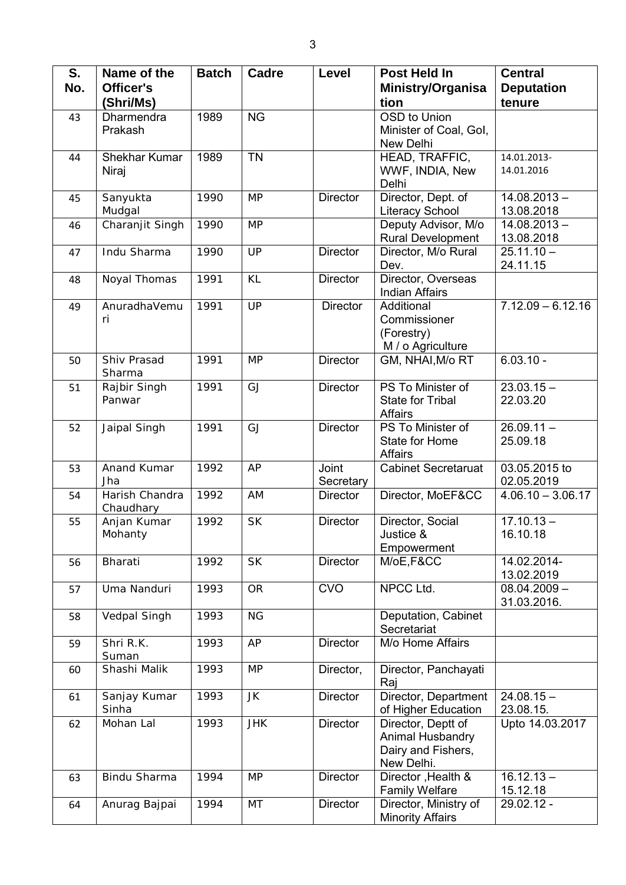| S. No. | Name of the Officer's (Shri/Ms) | Batch | Cadre | Level | Post Held In Ministry/Organisation | Central Deputation tenure |
|---|---|---|---|---|---|---|
| 43 | Dharmendra Prakash | 1989 | NG | | OSD to Union Minister of Coal, GoI, New Delhi | |
| 44 | Shekhar Kumar Niraj | 1989 | TN | | HEAD, TRAFFIC, WWF, INDIA, New Delhi | 14.01.2013- 14.01.2016 |
| 45 | Sanyukta Mudgal | 1990 | MP | Director | Director, Dept. of Literacy School | 14.08.2013 – 13.08.2018 |
| 46 | Charanjit Singh | 1990 | MP | | Deputy Advisor, M/o Rural Development | 14.08.2013 – 13.08.2018 |
| 47 | Indu Sharma | 1990 | UP | Director | Director, M/o Rural Dev. | 25.11.10 – 24.11.15 |
| 48 | Noyal Thomas | 1991 | KL | Director | Director, Overseas Indian Affairs | |
| 49 | AnuradhaVemuri | 1991 | UP | Director | Additional Commissioner (Forestry) M / o Agriculture | 7.12.09 – 6.12.16 |
| 50 | Shiv Prasad Sharma | 1991 | MP | Director | GM, NHAI,M/o RT | 6.03.10 - |
| 51 | Rajbir Singh Panwar | 1991 | GJ | Director | PS To Minister of State for Tribal Affairs | 23.03.15 – 22.03.20 |
| 52 | Jaipal Singh | 1991 | GJ | Director | PS To Minister of State for Home Affairs | 26.09.11 – 25.09.18 |
| 53 | Anand Kumar Jha | 1992 | AP | Joint Secretary | Cabinet Secretaruat | 03.05.2015 to 02.05.2019 |
| 54 | Harish Chandra Chaudhary | 1992 | AM | Director | Director, MoEF&CC | 4.06.10 – 3.06.17 |
| 55 | Anjan Kumar Mohanty | 1992 | SK | Director | Director, Social Justice & Empowerment | 17.10.13 – 16.10.18 |
| 56 | Bharati | 1992 | SK | Director | M/oE,F&CC | 14.02.2014- 13.02.2019 |
| 57 | Uma Nanduri | 1993 | OR | CVO | NPCC Ltd. | 08.04.2009 – 31.03.2016. |
| 58 | Vedpal Singh | 1993 | NG | | Deputation, Cabinet Secretariat | |
| 59 | Shri R.K. Suman | 1993 | AP | Director | M/o Home Affairs | |
| 60 | Shashi Malik | 1993 | MP | Director, | Director, Panchayati Raj | |
| 61 | Sanjay Kumar Sinha | 1993 | JK | Director | Director, Department of Higher Education | 24.08.15 – 23.08.15. |
| 62 | Mohan Lal | 1993 | JHK | Director | Director, Deptt of Animal Husbandry Dairy and Fishers, New Delhi. | Upto 14.03.2017 |
| 63 | Bindu Sharma | 1994 | MP | Director | Director ,Health & Family Welfare | 16.12.13 – 15.12.18 |
| 64 | Anurag Bajpai | 1994 | MT | Director | Director, Ministry of Minority Affairs | 29.02.12 - |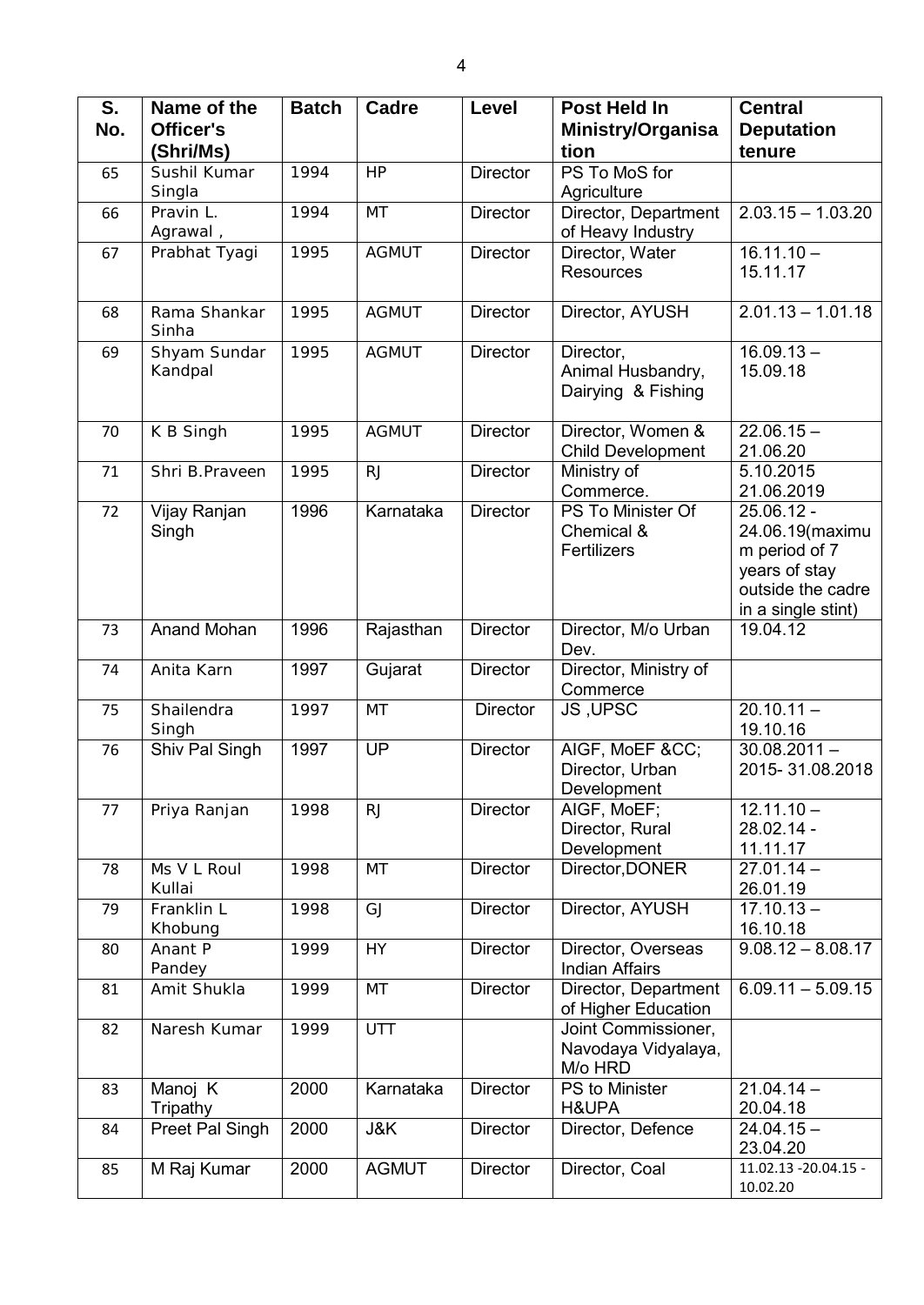| S. No. | Name of the Officer's (Shri/Ms) | Batch | Cadre | Level | Post Held In Ministry/Organisation | Central Deputation tenure |
|---|---|---|---|---|---|---|
| 65 | Sushil Kumar Singla | 1994 | HP | Director | PS To MoS for Agriculture | |
| 66 | Pravin L. Agrawal , | 1994 | MT | Director | Director, Department of Heavy Industry | 2.03.15 – 1.03.20 |
| 67 | Prabhat Tyagi | 1995 | AGMUT | Director | Director, Water Resources | 16.11.10 – 15.11.17 |
| 68 | Rama Shankar Sinha | 1995 | AGMUT | Director | Director, AYUSH | 2.01.13 – 1.01.18 |
| 69 | Shyam Sundar Kandpal | 1995 | AGMUT | Director | Director, Animal Husbandry, Dairying & Fishing | 16.09.13 – 15.09.18 |
| 70 | K B Singh | 1995 | AGMUT | Director | Director, Women & Child Development | 22.06.15 – 21.06.20 |
| 71 | Shri B.Praveen | 1995 | RJ | Director | Ministry of Commerce. | 5.10.2015 21.06.2019 |
| 72 | Vijay Ranjan Singh | 1996 | Karnataka | Director | PS To Minister Of Chemical & Fertilizers | 25.06.12 - 24.06.19(maximum period of 7 years of stay outside the cadre in a single stint) |
| 73 | Anand Mohan | 1996 | Rajasthan | Director | Director, M/o Urban Dev. | 19.04.12 |
| 74 | Anita Karn | 1997 | Gujarat | Director | Director, Ministry of Commerce | |
| 75 | Shailendra Singh | 1997 | MT | Director | JS ,UPSC | 20.10.11 – 19.10.16 |
| 76 | Shiv Pal Singh | 1997 | UP | Director | AIGF, MoEF &CC; Director, Urban Development | 30.08.2011 – 2015- 31.08.2018 |
| 77 | Priya Ranjan | 1998 | RJ | Director | AIGF, MoEF; Director, Rural Development | 12.11.10 – 28.02.14 - 11.11.17 |
| 78 | Ms V L Roul Kullai | 1998 | MT | Director | Director,DONER | 27.01.14 – 26.01.19 |
| 79 | Franklin L Khobung | 1998 | GJ | Director | Director, AYUSH | 17.10.13 – 16.10.18 |
| 80 | Anant P Pandey | 1999 | HY | Director | Director, Overseas Indian Affairs | 9.08.12 – 8.08.17 |
| 81 | Amit Shukla | 1999 | MT | Director | Director, Department of Higher Education | 6.09.11 – 5.09.15 |
| 82 | Naresh Kumar | 1999 | UTT | | Joint Commissioner, Navodaya Vidyalaya, M/o HRD | |
| 83 | Manoj K Tripathy | 2000 | Karnataka | Director | PS to Minister H&UPA | 21.04.14 – 20.04.18 |
| 84 | Preet Pal Singh | 2000 | J&K | Director | Director, Defence | 24.04.15 – 23.04.20 |
| 85 | M Raj Kumar | 2000 | AGMUT | Director | Director, Coal | 11.02.13 -20.04.15 - 10.02.20 |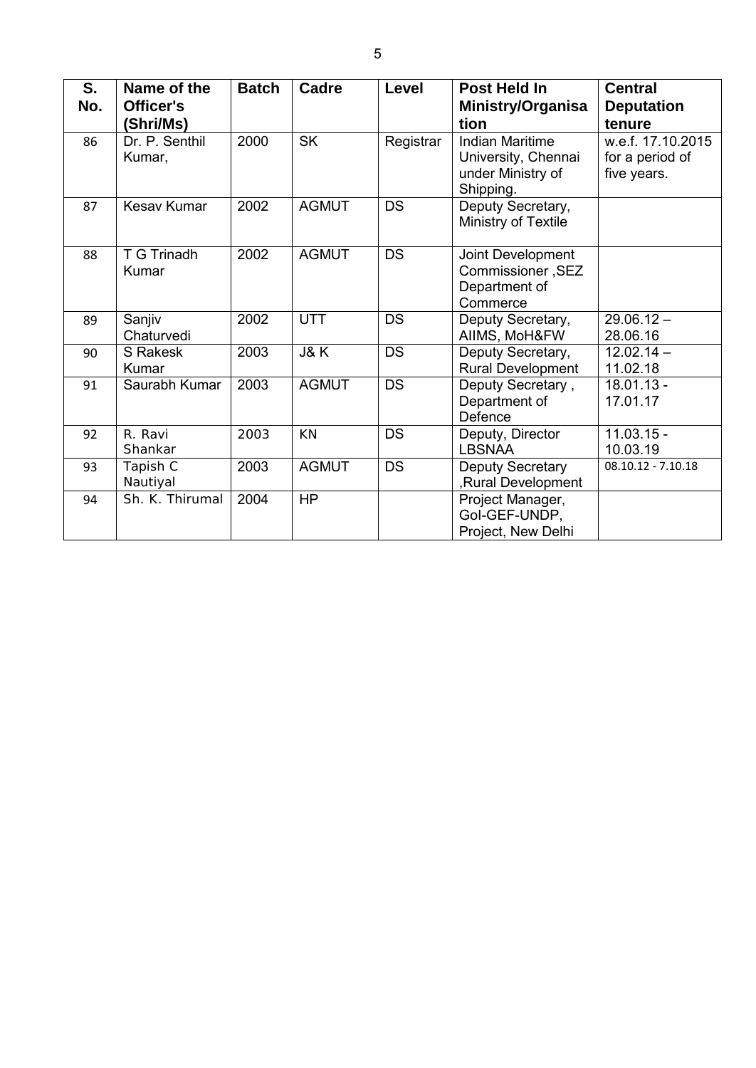| S. No. | Name of the Officer's (Shri/Ms) | Batch | Cadre | Level | Post Held In Ministry/Organisation | Central Deputation tenure |
|---|---|---|---|---|---|---|
| 86 | Dr. P. Senthil Kumar, | 2000 | SK | Registrar | Indian Maritime University, Chennai under Ministry of Shipping. | w.e.f. 17.10.2015 for a period of five years. |
| 87 | Kesav Kumar | 2002 | AGMUT | DS | Deputy Secretary, Ministry of Textile | |
| 88 | T G Trinadh Kumar | 2002 | AGMUT | DS | Joint Development Commissioner ,SEZ Department of Commerce | |
| 89 | Sanjiv Chaturvedi | 2002 | UTT | DS | Deputy Secretary, AIIMS, MoH&FW | 29.06.12 – 28.06.16 |
| 90 | S Rakesk Kumar | 2003 | J& K | DS | Deputy Secretary, Rural Development | 12.02.14 – 11.02.18 |
| 91 | Saurabh Kumar | 2003 | AGMUT | DS | Deputy Secretary , Department of Defence | 18.01.13 - 17.01.17 |
| 92 | R. Ravi Shankar | 2003 | KN | DS | Deputy, Director LBSNAA | 11.03.15 - 10.03.19 |
| 93 | Tapish C Nautiyal | 2003 | AGMUT | DS | Deputy Secretary ,Rural Development | 08.10.12 - 7.10.18 |
| 94 | Sh. K. Thirumal | 2004 | HP | | Project Manager, GoI-GEF-UNDP, Project, New Delhi | |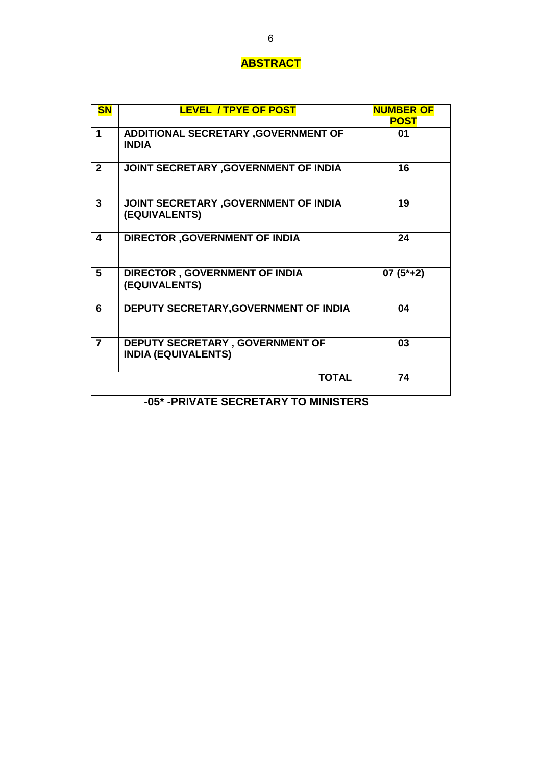# ABSTRACT

| SN | LEVEL / TPYE OF POST | NUMBER OF POST |
|---|---|---|
| 1 | ADDITIONAL SECRETARY ,GOVERNMENT OF INDIA | 01 |
| 2 | JOINT SECRETARY ,GOVERNMENT OF INDIA | 16 |
| 3 | JOINT SECRETARY ,GOVERNMENT OF INDIA (EQUIVALENTS) | 19 |
| 4 | DIRECTOR ,GOVERNMENT OF INDIA | 24 |
| 5 | DIRECTOR , GOVERNMENT OF INDIA (EQUIVALENTS) | 07 (5*+2) |
| 6 | DEPUTY SECRETARY,GOVERNMENT OF INDIA | 04 |
| 7 | DEPUTY SECRETARY , GOVERNMENT OF INDIA (EQUIVALENTS) | 03 |
| | TOTAL | 74 |

**-05* -PRIVATE SECRETARY TO MINISTERS**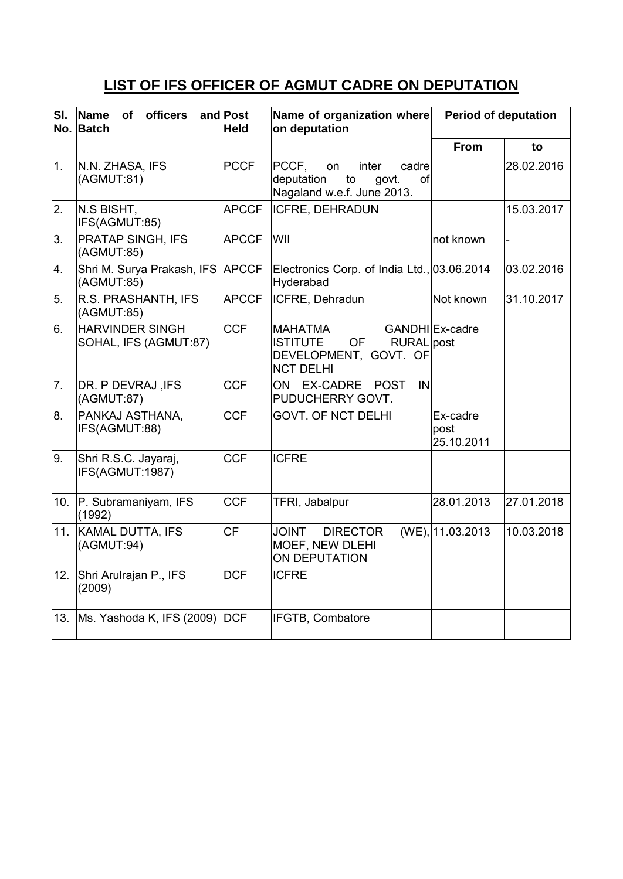# LIST OF IFS OFFICER OF AGMUT CADRE ON DEPUTATION

| Sl. No. | Name of officers and Batch | Post Held | Name of organization where on deputation | Period of deputation | |
|---|---|---|---|---|---|
| | | | | From | to |
| 1. | N.N. ZHASA, IFS (AGMUT:81) | PCCF | PCCF, on inter cadre deputation to govt. of Nagaland w.e.f. June 2013. | | 28.02.2016 |
| 2. | N.S BISHT, IFS(AGMUT:85) | APCCF | ICFRE, DEHRADUN | | 15.03.2017 |
| 3. | PRATAP SINGH, IFS (AGMUT:85) | APCCF | WII | not known | - |
| 4. | Shri M. Surya Prakash, IFS (AGMUT:85) | APCCF | Electronics Corp. of India Ltd., Hyderabad | 03.06.2014 | 03.02.2016 |
| 5. | R.S. PRASHANTH, IFS (AGMUT:85) | APCCF | ICFRE, Dehradun | Not known | 31.10.2017 |
| 6. | HARVINDER SINGH SOHAL, IFS (AGMUT:87) | CCF | MAHATMA GANDHI ISTITUTE OF RURAL DEVELOPMENT, GOVT. OF NCT DELHI | Ex-cadre post | |
| 7. | DR. P DEVRAJ ,IFS (AGMUT:87) | CCF | ON EX-CADRE POST IN PUDUCHERRY GOVT. | | |
| 8. | PANKAJ ASTHANA, IFS(AGMUT:88) | CCF | GOVT. OF NCT DELHI | Ex-cadre post 25.10.2011 | |
| 9. | Shri R.S.C. Jayaraj, IFS(AGMUT:1987) | CCF | ICFRE | | |
| 10. | P. Subramaniyam, IFS (1992) | CCF | TFRI, Jabalpur | 28.01.2013 | 27.01.2018 |
| 11. | KAMAL DUTTA, IFS (AGMUT:94) | CF | JOINT DIRECTOR (WE), MOEF, NEW DLEHI ON DEPUTATION | 11.03.2013 | 10.03.2018 |
| 12. | Shri Arulrajan P., IFS (2009) | DCF | ICFRE | | |
| 13. | Ms. Yashoda K, IFS (2009) | DCF | IFGTB, Combatore | | |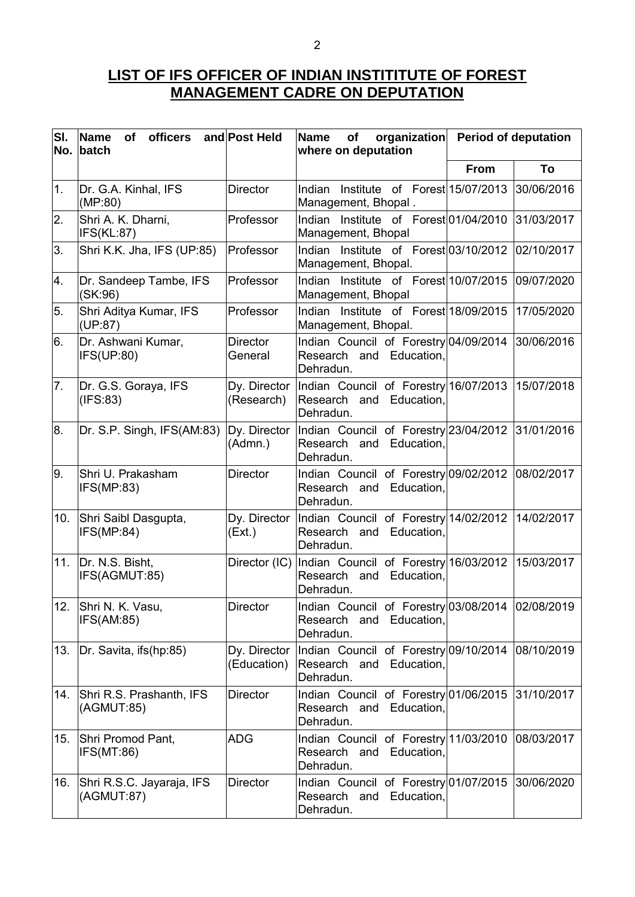## LIST OF IFS OFFICER OF INDIAN INSTITITUTE OF FOREST MANAGEMENT CADRE ON DEPUTATION

| Sl. No. | Name of officers and batch | Post Held | Name of organization where on deputation | Period of deputation | |
|---|---|---|---|---|---|
| | | | | From | To |
| 1. | Dr. G.A. Kinhal, IFS (MP:80) | Director | Indian Institute of Forest Management, Bhopal . | 15/07/2013 | 30/06/2016 |
| 2. | Shri A. K. Dharni, IFS(KL:87) | Professor | Indian Institute of Forest Management, Bhopal | 01/04/2010 | 31/03/2017 |
| 3. | Shri K.K. Jha, IFS (UP:85) | Professor | Indian Institute of Forest Management, Bhopal. | 03/10/2012 | 02/10/2017 |
| 4. | Dr. Sandeep Tambe, IFS (SK:96) | Professor | Indian Institute of Forest Management, Bhopal | 10/07/2015 | 09/07/2020 |
| 5. | Shri Aditya Kumar, IFS (UP:87) | Professor | Indian Institute of Forest Management, Bhopal. | 18/09/2015 | 17/05/2020 |
| 6. | Dr. Ashwani Kumar, IFS(UP:80) | Director General | Indian Council of Forestry Research and Education, Dehradun. | 04/09/2014 | 30/06/2016 |
| 7. | Dr. G.S. Goraya, IFS (IFS:83) | Dy. Director (Research) | Indian Council of Forestry Research and Education, Dehradun. | 16/07/2013 | 15/07/2018 |
| 8. | Dr. S.P. Singh, IFS(AM:83) | Dy. Director (Admn.) | Indian Council of Forestry Research and Education, Dehradun. | 23/04/2012 | 31/01/2016 |
| 9. | Shri U. Prakasham IFS(MP:83) | Director | Indian Council of Forestry Research and Education, Dehradun. | 09/02/2012 | 08/02/2017 |
| 10. | Shri Saibl Dasgupta, IFS(MP:84) | Dy. Director (Ext.) | Indian Council of Forestry Research and Education, Dehradun. | 14/02/2012 | 14/02/2017 |
| 11. | Dr. N.S. Bisht, IFS(AGMUT:85) | Director (IC) | Indian Council of Forestry Research and Education, Dehradun. | 16/03/2012 | 15/03/2017 |
| 12. | Shri N. K. Vasu, IFS(AM:85) | Director | Indian Council of Forestry Research and Education, Dehradun. | 03/08/2014 | 02/08/2019 |
| 13. | Dr. Savita, ifs(hp:85) | Dy. Director (Education) | Indian Council of Forestry Research and Education, Dehradun. | 09/10/2014 | 08/10/2019 |
| 14. | Shri R.S. Prashanth, IFS (AGMUT:85) | Director | Indian Council of Forestry Research and Education, Dehradun. | 01/06/2015 | 31/10/2017 |
| 15. | Shri Promod Pant, IFS(MT:86) | ADG | Indian Council of Forestry Research and Education, Dehradun. | 11/03/2010 | 08/03/2017 |
| 16. | Shri R.S.C. Jayaraja, IFS (AGMUT:87) | Director | Indian Council of Forestry Research and Education, Dehradun. | 01/07/2015 | 30/06/2020 |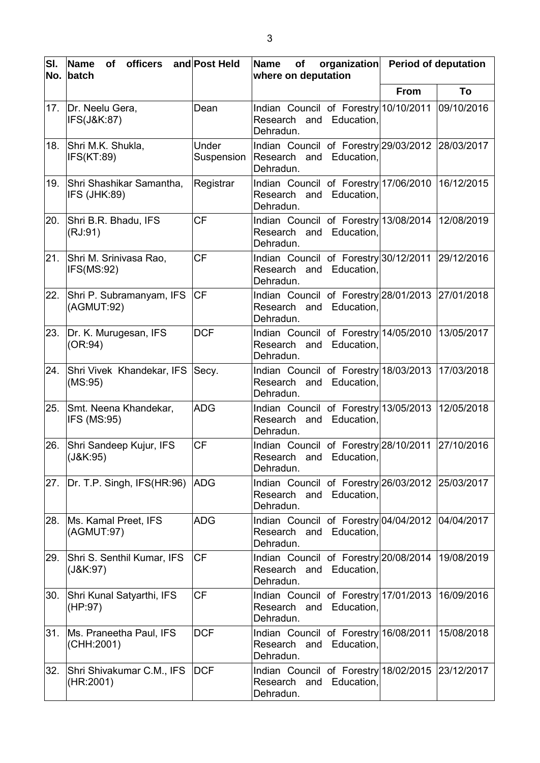| Sl. No. | Name of officers and batch | Post Held | Name of organization where on deputation | Period of deputation | |
|---|---|---|---|---|---|
| | | | | From | To |
| 17. | Dr. Neelu Gera, IFS(J&K:87) | Dean | Indian Council of Forestry Research and Education, Dehradun. | 10/10/2011 | 09/10/2016 |
| 18. | Shri M.K. Shukla, IFS(KT:89) | Under Suspension | Indian Council of Forestry Research and Education, Dehradun. | 29/03/2012 | 28/03/2017 |
| 19. | Shri Shashikar Samantha, IFS (JHK:89) | Registrar | Indian Council of Forestry Research and Education, Dehradun. | 17/06/2010 | 16/12/2015 |
| 20. | Shri B.R. Bhadu, IFS (RJ:91) | CF | Indian Council of Forestry Research and Education, Dehradun. | 13/08/2014 | 12/08/2019 |
| 21. | Shri M. Srinivasa Rao, IFS(MS:92) | CF | Indian Council of Forestry Research and Education, Dehradun. | 30/12/2011 | 29/12/2016 |
| 22. | Shri P. Subramanyam, IFS (AGMUT:92) | CF | Indian Council of Forestry Research and Education, Dehradun. | 28/01/2013 | 27/01/2018 |
| 23. | Dr. K. Murugesan, IFS (OR:94) | DCF | Indian Council of Forestry Research and Education, Dehradun. | 14/05/2010 | 13/05/2017 |
| 24. | Shri Vivek Khandekar, IFS (MS:95) | Secy. | Indian Council of Forestry Research and Education, Dehradun. | 18/03/2013 | 17/03/2018 |
| 25. | Smt. Neena Khandekar, IFS (MS:95) | ADG | Indian Council of Forestry Research and Education, Dehradun. | 13/05/2013 | 12/05/2018 |
| 26. | Shri Sandeep Kujur, IFS (J&K:95) | CF | Indian Council of Forestry Research and Education, Dehradun. | 28/10/2011 | 27/10/2016 |
| 27. | Dr. T.P. Singh, IFS(HR:96) | ADG | Indian Council of Forestry Research and Education, Dehradun. | 26/03/2012 | 25/03/2017 |
| 28. | Ms. Kamal Preet, IFS (AGMUT:97) | ADG | Indian Council of Forestry Research and Education, Dehradun. | 04/04/2012 | 04/04/2017 |
| 29. | Shri S. Senthil Kumar, IFS (J&K:97) | CF | Indian Council of Forestry Research and Education, Dehradun. | 20/08/2014 | 19/08/2019 |
| 30. | Shri Kunal Satyarthi, IFS (HP:97) | CF | Indian Council of Forestry Research and Education, Dehradun. | 17/01/2013 | 16/09/2016 |
| 31. | Ms. Praneetha Paul, IFS (CHH:2001) | DCF | Indian Council of Forestry Research and Education, Dehradun. | 16/08/2011 | 15/08/2018 |
| 32. | Shri Shivakumar C.M., IFS (HR:2001) | DCF | Indian Council of Forestry Research and Education, Dehradun. | 18/02/2015 | 23/12/2017 |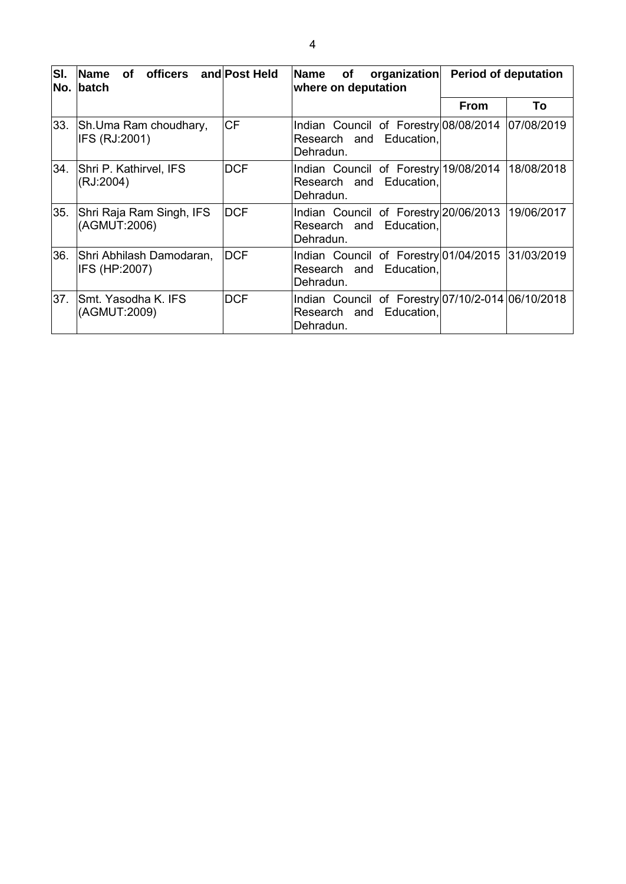| Sl. No. | Name of officers and batch | Post Held | Name of organization where on deputation | Period of deputation | |
|---|---|---|---|---|---|
| | | | | From | To |
| 33. | Sh.Uma Ram choudhary, IFS (RJ:2001) | CF | Indian Council of Forestry Research and Education, Dehradun. | 08/08/2014 | 07/08/2019 |
| 34. | Shri P. Kathirvel, IFS (RJ:2004) | DCF | Indian Council of Forestry Research and Education, Dehradun. | 19/08/2014 | 18/08/2018 |
| 35. | Shri Raja Ram Singh, IFS (AGMUT:2006) | DCF | Indian Council of Forestry Research and Education, Dehradun. | 20/06/2013 | 19/06/2017 |
| 36. | Shri Abhilash Damodaran, IFS (HP:2007) | DCF | Indian Council of Forestry Research and Education, Dehradun. | 01/04/2015 | 31/03/2019 |
| 37. | Smt. Yasodha K. IFS (AGMUT:2009) | DCF | Indian Council of Forestry Research and Education, Dehradun. | 07/10/2-014 | 06/10/2018 |